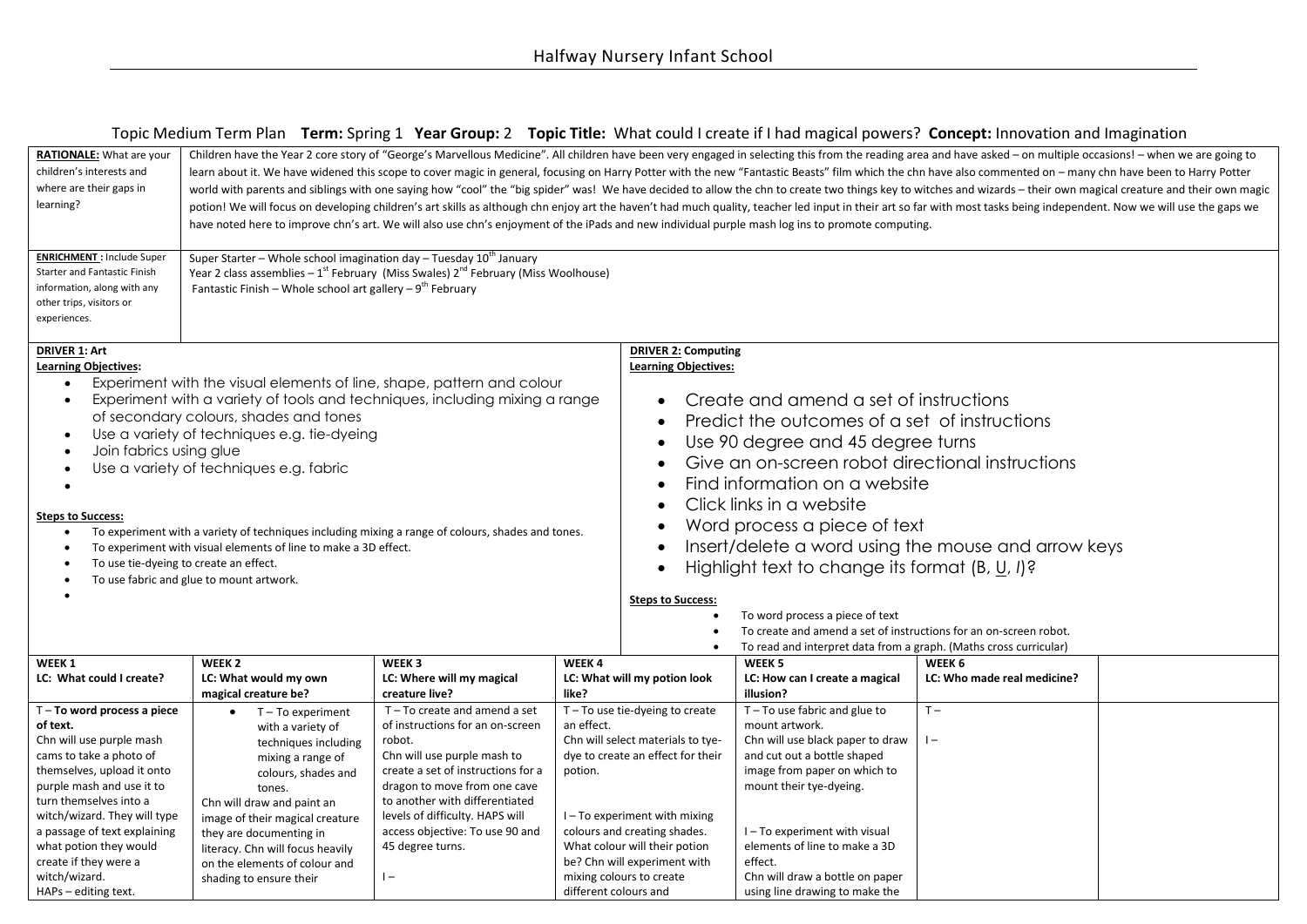# Halfway Nursery Infant School

## Topic Medium Term Plan **Term:** Spring 1 **Year Group:** 2 **Topic Title:** What could I create if I had magical powers? **Concept:** Innovation and Imagination

| | |
|---|---|
| **RATIONALE:** What are your children's interests and where are their gaps in learning? | Children have the Year 2 core story of "George's Marvellous Medicine". All children have been very engaged in selecting this from the reading area and have asked – on multiple occasions! – when we are going to learn about it. We have widened this scope to cover magic in general, focusing on Harry Potter with the new "Fantastic Beasts" film which the chn have also commented on – many chn have been to Harry Potter world with parents and siblings with one saying how "cool" the "big spider" was! We have decided to allow the chn to create two things key to witches and wizards – their own magical creature and their own magic potion! We will focus on developing children's art skills as although chn enjoy art the haven't had much quality, teacher led input in their art so far with most tasks being independent. Now we will use the gaps we have noted here to improve chn's art. We will also use chn's enjoyment of the iPads and new individual purple mash log ins to promote computing. |
| **ENRICHMENT :** Include Super Starter and Fantastic Finish information, along with any other trips, visitors or experiences. | Super Starter – Whole school imagination day – Tuesday 10th January<br>Year 2 class assemblies – 1st February (Miss Swales) 2nd February (Miss Woolhouse)<br>Fantastic Finish – Whole school art gallery – 9th February |

| **DRIVER 1:** Art | **DRIVER 2:** Computing |
|---|---|
| **Learning Objectives:**<br>• Experiment with the visual elements of line, shape, pattern and colour<br>• Experiment with a variety of tools and techniques, including mixing a range of secondary colours, shades and tones<br>• Use a variety of techniques e.g. tie-dyeing<br>• Join fabrics using glue<br>• Use a variety of techniques e.g. fabric<br>•<br><br>**Steps to Success:**<br>• To experiment with a variety of techniques including mixing a range of colours, shades and tones.<br>• To experiment with visual elements of line to make a 3D effect.<br>• To use tie-dyeing to create an effect.<br>• To use fabric and glue to mount artwork.<br>• | **Learning Objectives:**<br>• Create and amend a set of instructions<br>• Predict the outcomes of a set of instructions<br>• Use 90 degree and 45 degree turns<br>• Give an on-screen robot directional instructions<br>• Find information on a website<br>• Click links in a website<br>• Word process a piece of text<br>• Insert/delete a word using the mouse and arrow keys<br>• Highlight text to change its format (B, U, *I*)?<br><br>**Steps to Success:**<br>• To word process a piece of text<br>• To create and amend a set of instructions for an on-screen robot.<br>• To read and interpret data from a graph. (Maths cross curricular) |

| **WEEK 1**<br>**LC: What could I create?** | **WEEK 2**<br>**LC: What would my own magical creature be?** | **WEEK 3**<br>**LC: Where will my magical creature live?** | **WEEK 4**<br>**LC: What will my potion look like?** | **WEEK 5**<br>**LC: How can I create a magical illusion?** | **WEEK 6**<br>**LC: Who made real medicine?** | |
|---|---|---|---|---|---|---|
| T – **To word process a piece of text.**<br>Chn will use purple mash cams to take a photo of themselves, upload it onto purple mash and use it to turn themselves into a witch/wizard. They will type a passage of text explaining what potion they would create if they were a witch/wizard.<br>HAPs – editing text. | • T – To experiment with a variety of techniques including mixing a range of colours, shades and tones.<br>Chn will draw and paint an image of their magical creature they are documenting in literacy. Chn will focus heavily on the elements of colour and shading to ensure their | T – To create and amend a set of instructions for an on-screen robot.<br>Chn will use purple mash to create a set of instructions for a dragon to move from one cave to another with differentiated levels of difficulty. HAPS will access objective: To use 90 and 45 degree turns.<br><br>I – | T – To use tie-dyeing to create an effect.<br>Chn will select materials to tye-dye to create an effect for their potion.<br><br>I – To experiment with mixing colours and creating shades. What colour will their potion be? Chn will experiment with mixing colours to create different colours and | T – To use fabric and glue to mount artwork.<br>Chn will use black paper to draw and cut out a bottle shaped image from paper on which to mount their tye-dyeing.<br><br>I – To experiment with visual elements of line to make a 3D effect.<br>Chn will draw a bottle on paper using line drawing to make the | T –<br><br>I – | |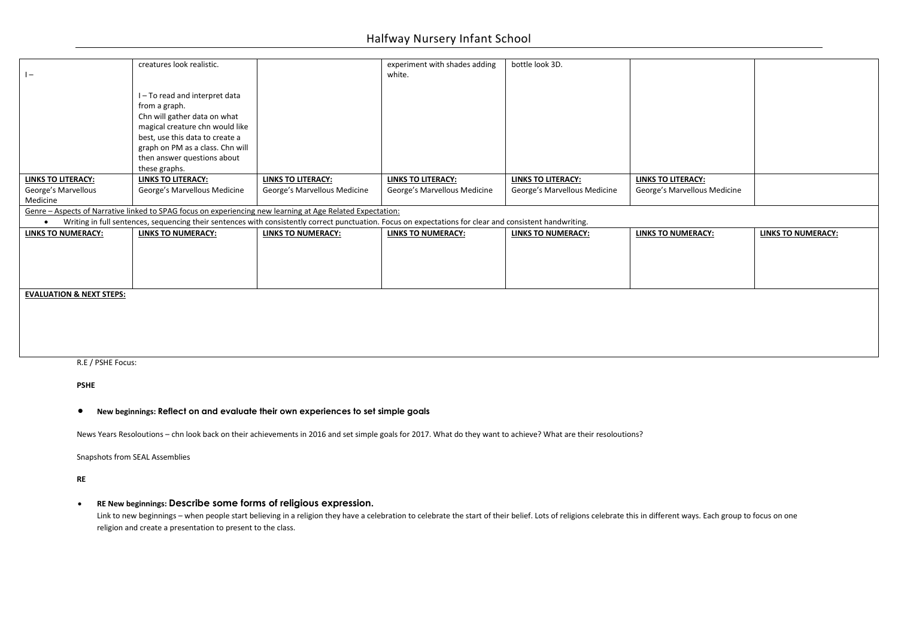| | | | | | | |
|---|---|---|---|---|---|---|
| I – | creatures look realistic.<br><br>I – To read and interpret data from a graph.<br>Chn will gather data on what magical creature chn would like best, use this data to create a graph on PM as a class. Chn will then answer questions about these graphs. | | experiment with shades adding white. | bottle look 3D. | | |
| **LINKS TO LITERACY:**<br>George's Marvellous Medicine | **LINKS TO LITERACY:**<br>George's Marvellous Medicine | **LINKS TO LITERACY:**<br>George's Marvellous Medicine | **LINKS TO LITERACY:**<br>George's Marvellous Medicine | **LINKS TO LITERACY:**<br>George's Marvellous Medicine | **LINKS TO LITERACY:**<br>George's Marvellous Medicine | |
| Genre – Aspects of Narrative linked to SPAG focus on experiencing new learning at Age Related Expectation:<br>• Writing in full sentences, sequencing their sentences with consistently correct punctuation. Focus on expectations for clear and consistent handwriting. | | | | | | |
| **LINKS TO NUMERACY:** | **LINKS TO NUMERACY:** | **LINKS TO NUMERACY:** | **LINKS TO NUMERACY:** | **LINKS TO NUMERACY:** | **LINKS TO NUMERACY:** | **LINKS TO NUMERACY:** |
| **EVALUATION & NEXT STEPS:** | | | | | | |

R.E / PSHE Focus:

**PSHE**

- **New beginnings: Reflect on and evaluate their own experiences to set simple goals**

News Years Resoloutions – chn look back on their achievements in 2016 and set simple goals for 2017. What do they want to achieve? What are their resoloutions?

Snapshots from SEAL Assemblies

**RE**

- **RE New beginnings: Describe some forms of religious expression.**
  Link to new beginnings – when people start believing in a religion they have a celebration to celebrate the start of their belief. Lots of religions celebrate this in different ways. Each group to focus on one religion and create a presentation to present to the class.